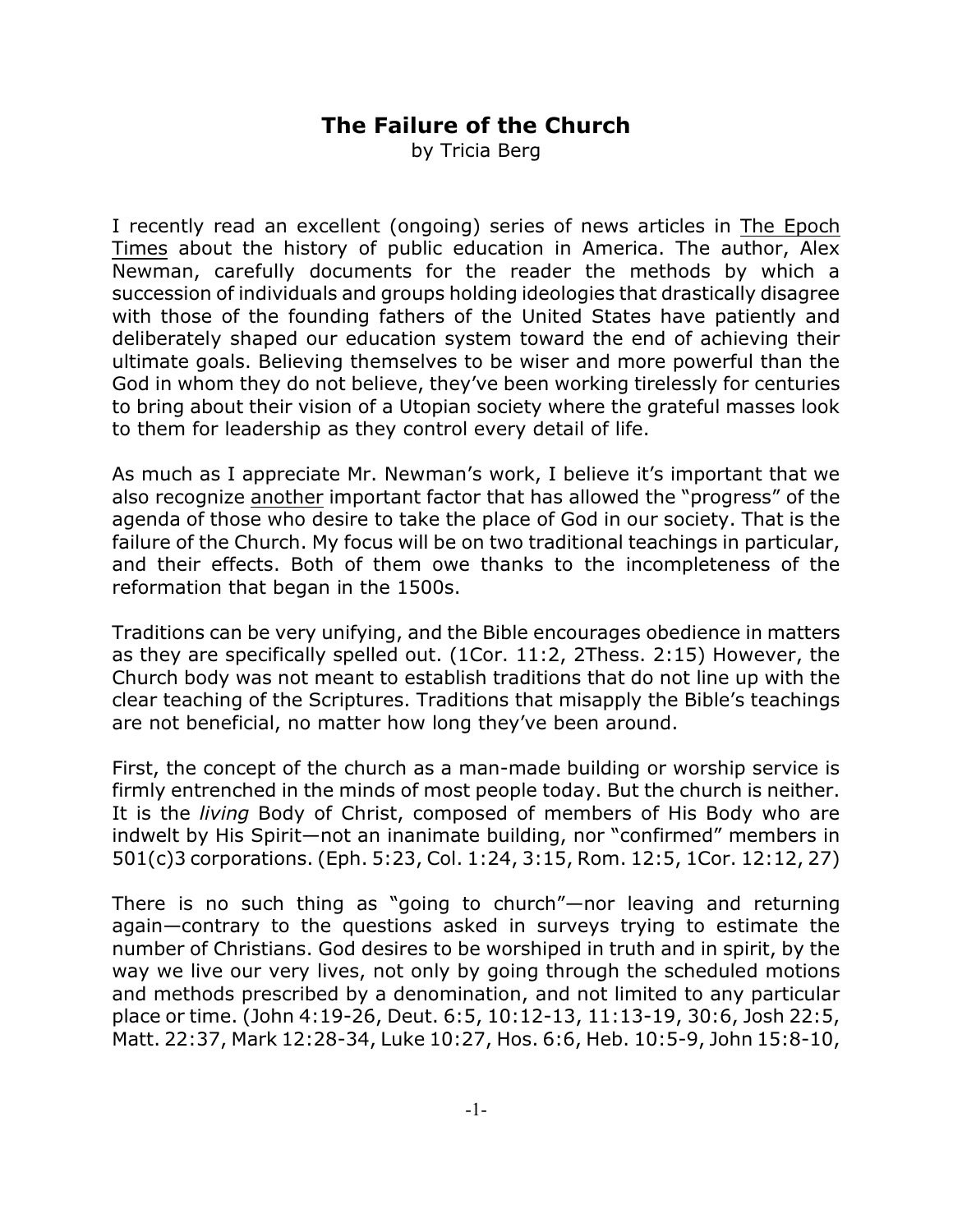# The Failure of the Church

by Tricia Berg

I recently read an excellent (ongoing) series of news articles in The Epoch Times about the history of public education in America. The author, Alex Newman, carefully documents for the reader the methods by which a succession of individuals and groups holding ideologies that drastically disagree with those of the founding fathers of the United States have patiently and deliberately shaped our education system toward the end of achieving their ultimate goals. Believing themselves to be wiser and more powerful than the God in whom they do not believe, they've been working tirelessly for centuries to bring about their vision of a Utopian society where the grateful masses look to them for leadership as they control every detail of life.

As much as I appreciate Mr. Newman's work, I believe it's important that we also recognize another important factor that has allowed the "progress" of the agenda of those who desire to take the place of God in our society. That is the failure of the Church. My focus will be on two traditional teachings in particular, and their effects. Both of them owe thanks to the incompleteness of the reformation that began in the 1500s.

Traditions can be very unifying, and the Bible encourages obedience in matters as they are specifically spelled out. (1Cor. 11:2, 2Thess. 2:15) However, the Church body was not meant to establish traditions that do not line up with the clear teaching of the Scriptures. Traditions that misapply the Bible's teachings are not beneficial, no matter how long they've been around.

First, the concept of the church as a man-made building or worship service is firmly entrenched in the minds of most people today. But the church is neither. It is the *living* Body of Christ, composed of members of His Body who are indwelt by His Spirit—not an inanimate building, nor "confirmed" members in 501(c)3 corporations. (Eph. 5:23, Col. 1:24, 3:15, Rom. 12:5, 1Cor. 12:12, 27)

There is no such thing as "going to church"—nor leaving and returning again—contrary to the questions asked in surveys trying to estimate the number of Christians. God desires to be worshiped in truth and in spirit, by the way we live our very lives, not only by going through the scheduled motions and methods prescribed by a denomination, and not limited to any particular place or time. (John 4:19-26, Deut. 6:5, 10:12-13, 11:13-19, 30:6, Josh 22:5, Matt. 22:37, Mark 12:28-34, Luke 10:27, Hos. 6:6, Heb. 10:5-9, John 15:8-10,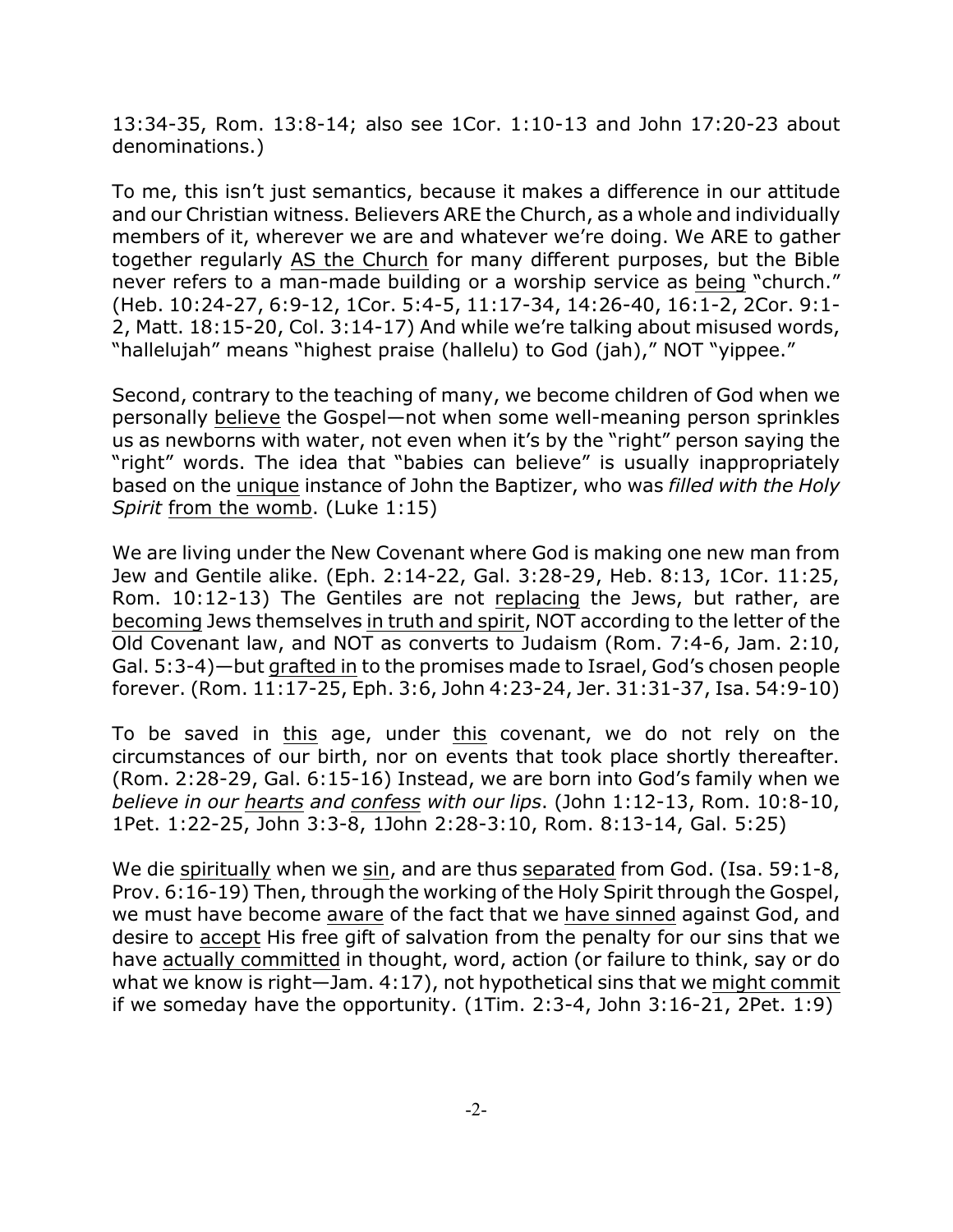13:34-35, Rom. 13:8-14; also see 1Cor. 1:10-13 and John 17:20-23 about denominations.)

To me, this isn't just semantics, because it makes a difference in our attitude and our Christian witness. Believers ARE the Church, as a whole and individually members of it, wherever we are and whatever we're doing. We ARE to gather together regularly AS the Church for many different purposes, but the Bible never refers to a man-made building or a worship service as being "church." (Heb. 10:24-27, 6:9-12, 1Cor. 5:4-5, 11:17-34, 14:26-40, 16:1-2, 2Cor. 9:1-2, Matt. 18:15-20, Col. 3:14-17) And while we're talking about misused words, "hallelujah" means "highest praise (hallelu) to God (jah)," NOT "yippee."

Second, contrary to the teaching of many, we become children of God when we personally believe the Gospel—not when some well-meaning person sprinkles us as newborns with water, not even when it's by the "right" person saying the "right" words. The idea that "babies can believe" is usually inappropriately based on the unique instance of John the Baptizer, who was *filled with the Holy Spirit* from the womb. (Luke 1:15)

We are living under the New Covenant where God is making one new man from Jew and Gentile alike. (Eph. 2:14-22, Gal. 3:28-29, Heb. 8:13, 1Cor. 11:25, Rom. 10:12-13) The Gentiles are not replacing the Jews, but rather, are becoming Jews themselves in truth and spirit, NOT according to the letter of the Old Covenant law, and NOT as converts to Judaism (Rom. 7:4-6, Jam. 2:10, Gal. 5:3-4)—but grafted in to the promises made to Israel, God's chosen people forever. (Rom. 11:17-25, Eph. 3:6, John 4:23-24, Jer. 31:31-37, Isa. 54:9-10)

To be saved in this age, under this covenant, we do not rely on the circumstances of our birth, nor on events that took place shortly thereafter. (Rom. 2:28-29, Gal. 6:15-16) Instead, we are born into God's family when we *believe in our hearts and confess with our lips*. (John 1:12-13, Rom. 10:8-10, 1Pet. 1:22-25, John 3:3-8, 1John 2:28-3:10, Rom. 8:13-14, Gal. 5:25)

We die spiritually when we sin, and are thus separated from God. (Isa. 59:1-8, Prov. 6:16-19) Then, through the working of the Holy Spirit through the Gospel, we must have become aware of the fact that we have sinned against God, and desire to accept His free gift of salvation from the penalty for our sins that we have actually committed in thought, word, action (or failure to think, say or do what we know is right—Jam. 4:17), not hypothetical sins that we might commit if we someday have the opportunity. (1Tim. 2:3-4, John 3:16-21, 2Pet. 1:9)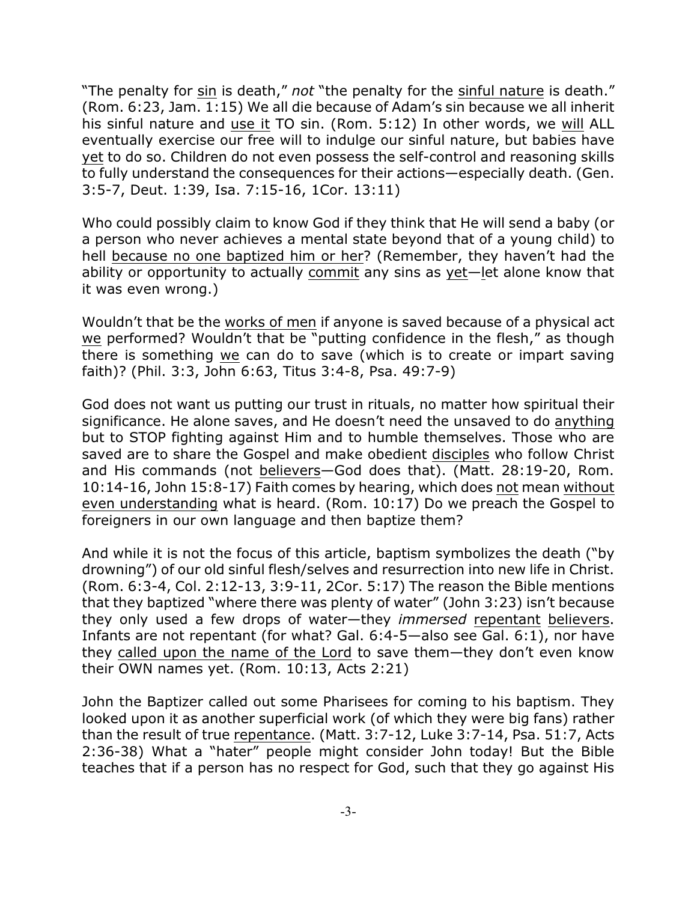"The penalty for <u>sin</u> is death," *not* "the penalty for the <u>sinful nature</u> is death." (Rom. 6:23, Jam. 1:15) We all die because of Adam's sin because we all inherit his sinful nature and <u>use it</u> TO sin. (Rom. 5:12) In other words, we <u>will</u> ALL eventually exercise our free will to indulge our sinful nature, but babies have <u>yet</u> to do so. Children do not even possess the self-control and reasoning skills to fully understand the consequences for their actions—especially death. (Gen. 3:5-7, Deut. 1:39, Isa. 7:15-16, 1Cor. 13:11)

Who could possibly claim to know God if they think that He will send a baby (or a person who never achieves a mental state beyond that of a young child) to hell <u>because no one baptized him or her</u>? (Remember, they haven't had the ability or opportunity to actually <u>commit</u> any sins as <u>yet</u>—let alone know that it was even wrong.)

Wouldn't that be the <u>works of men</u> if anyone is saved because of a physical act <u>we</u> performed? Wouldn't that be "putting confidence in the flesh," as though there is something <u>we</u> can do to save (which is to create or impart saving faith)? (Phil. 3:3, John 6:63, Titus 3:4-8, Psa. 49:7-9)

God does not want us putting our trust in rituals, no matter how spiritual their significance. He alone saves, and He doesn't need the unsaved to do <u>anything</u> but to STOP fighting against Him and to humble themselves. Those who are saved are to share the Gospel and make obedient <u>disciples</u> who follow Christ and His commands (not <u>believers</u>—God does that). (Matt. 28:19-20, Rom. 10:14-16, John 15:8-17) Faith comes by hearing, which does <u>not</u> mean <u>without even understanding</u> what is heard. (Rom. 10:17) Do we preach the Gospel to foreigners in our own language and then baptize them?

And while it is not the focus of this article, baptism symbolizes the death ("by drowning") of our old sinful flesh/selves and resurrection into new life in Christ. (Rom. 6:3-4, Col. 2:12-13, 3:9-11, 2Cor. 5:17) The reason the Bible mentions that they baptized "where there was plenty of water" (John 3:23) isn't because they only used a few drops of water—they *immersed* <u>repentant</u> <u>believers</u>. Infants are not repentant (for what? Gal. 6:4-5—also see Gal. 6:1), nor have they <u>called upon the name of the Lord</u> to save them—they don't even know their OWN names yet. (Rom. 10:13, Acts 2:21)

John the Baptizer called out some Pharisees for coming to his baptism. They looked upon it as another superficial work (of which they were big fans) rather than the result of true <u>repentance</u>. (Matt. 3:7-12, Luke 3:7-14, Psa. 51:7, Acts 2:36-38) What a "hater" people might consider John today! But the Bible teaches that if a person has no respect for God, such that they go against His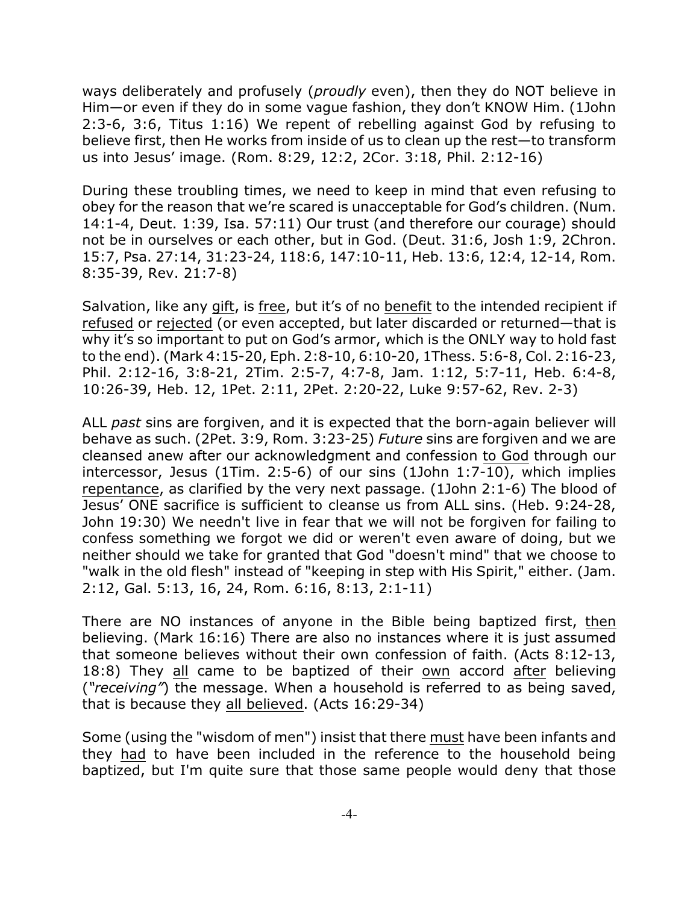ways deliberately and profusely (*proudly* even), then they do NOT believe in Him—or even if they do in some vague fashion, they don't KNOW Him. (1John 2:3-6, 3:6, Titus 1:16) We repent of rebelling against God by refusing to believe first, then He works from inside of us to clean up the rest—to transform us into Jesus' image. (Rom. 8:29, 12:2, 2Cor. 3:18, Phil. 2:12-16)

During these troubling times, we need to keep in mind that even refusing to obey for the reason that we're scared is unacceptable for God's children. (Num. 14:1-4, Deut. 1:39, Isa. 57:11) Our trust (and therefore our courage) should not be in ourselves or each other, but in God. (Deut. 31:6, Josh 1:9, 2Chron. 15:7, Psa. 27:14, 31:23-24, 118:6, 147:10-11, Heb. 13:6, 12:4, 12-14, Rom. 8:35-39, Rev. 21:7-8)

Salvation, like any <u>gift</u>, is <u>free</u>, but it's of no <u>benefit</u> to the intended recipient if <u>refused</u> or <u>rejected</u> (or even accepted, but later discarded or returned—that is why it's so important to put on God's armor, which is the ONLY way to hold fast to the end). (Mark 4:15-20, Eph. 2:8-10, 6:10-20, 1Thess. 5:6-8, Col. 2:16-23, Phil. 2:12-16, 3:8-21, 2Tim. 2:5-7, 4:7-8, Jam. 1:12, 5:7-11, Heb. 6:4-8, 10:26-39, Heb. 12, 1Pet. 2:11, 2Pet. 2:20-22, Luke 9:57-62, Rev. 2-3)

ALL *past* sins are forgiven, and it is expected that the born-again believer will behave as such. (2Pet. 3:9, Rom. 3:23-25) *Future* sins are forgiven and we are cleansed anew after our acknowledgment and confession <u>to God</u> through our intercessor, Jesus (1Tim. 2:5-6) of our sins (1John 1:7-10), which implies <u>repentance</u>, as clarified by the very next passage. (1John 2:1-6) The blood of Jesus' ONE sacrifice is sufficient to cleanse us from ALL sins. (Heb. 9:24-28, John 19:30) We needn't live in fear that we will not be forgiven for failing to confess something we forgot we did or weren't even aware of doing, but we neither should we take for granted that God "doesn't mind" that we choose to "walk in the old flesh" instead of "keeping in step with His Spirit," either. (Jam. 2:12, Gal. 5:13, 16, 24, Rom. 6:16, 8:13, 2:1-11)

There are NO instances of anyone in the Bible being baptized first, <u>then</u> believing. (Mark 16:16) There are also no instances where it is just assumed that someone believes without their own confession of faith. (Acts 8:12-13, 18:8) They <u>all</u> came to be baptized of their <u>own</u> accord <u>after</u> believing (*"receiving"*) the message. When a household is referred to as being saved, that is because they <u>all believed</u>. (Acts 16:29-34)

Some (using the "wisdom of men") insist that there <u>must</u> have been infants and they <u>had</u> to have been included in the reference to the household being baptized, but I'm quite sure that those same people would deny that those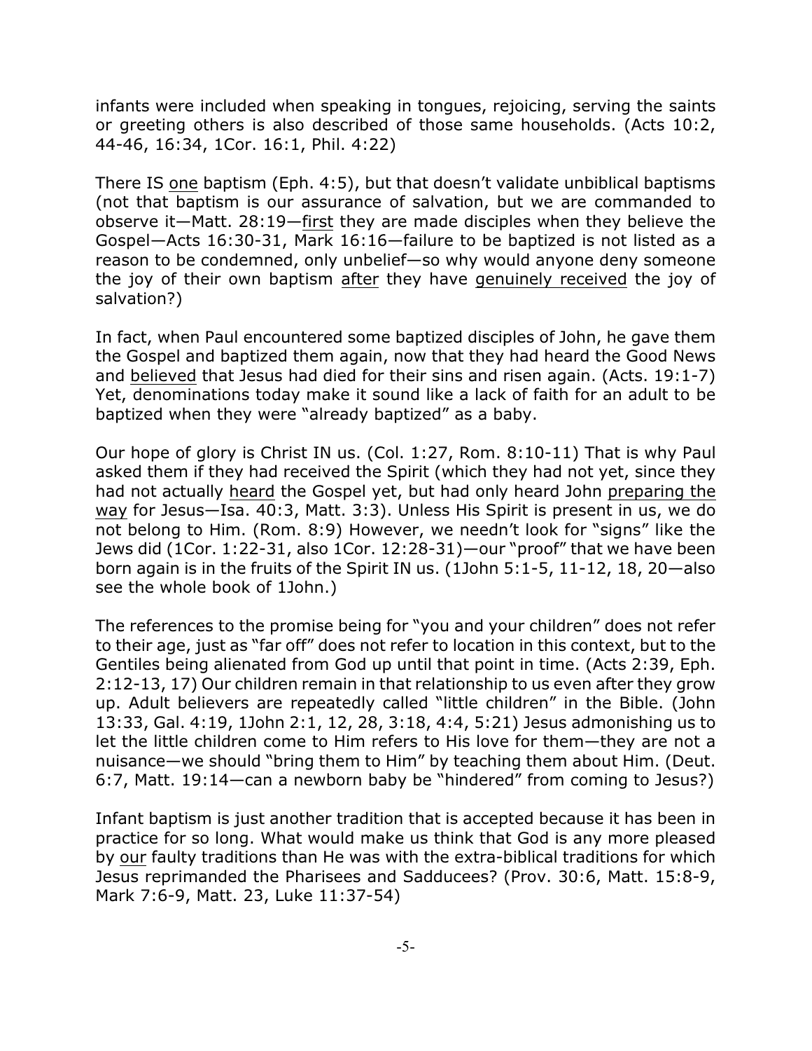infants were included when speaking in tongues, rejoicing, serving the saints or greeting others is also described of those same households. (Acts 10:2, 44-46, 16:34, 1Cor. 16:1, Phil. 4:22)

There IS <u>one</u> baptism (Eph. 4:5), but that doesn't validate unbiblical baptisms (not that baptism is our assurance of salvation, but we are commanded to observe it—Matt. 28:19—<u>first</u> they are made disciples when they believe the Gospel—Acts 16:30-31, Mark 16:16—failure to be baptized is not listed as a reason to be condemned, only unbelief—so why would anyone deny someone the joy of their own baptism <u>after</u> they have <u>genuinely received</u> the joy of salvation?)

In fact, when Paul encountered some baptized disciples of John, he gave them the Gospel and baptized them again, now that they had heard the Good News and <u>believed</u> that Jesus had died for their sins and risen again. (Acts. 19:1-7) Yet, denominations today make it sound like a lack of faith for an adult to be baptized when they were "already baptized" as a baby.

Our hope of glory is Christ IN us. (Col. 1:27, Rom. 8:10-11) That is why Paul asked them if they had received the Spirit (which they had not yet, since they had not actually <u>heard</u> the Gospel yet, but had only heard John <u>preparing the way</u> for Jesus—Isa. 40:3, Matt. 3:3). Unless His Spirit is present in us, we do not belong to Him. (Rom. 8:9) However, we needn't look for "signs" like the Jews did (1Cor. 1:22-31, also 1Cor. 12:28-31)—our "proof" that we have been born again is in the fruits of the Spirit IN us. (1John 5:1-5, 11-12, 18, 20—also see the whole book of 1John.)

The references to the promise being for "you and your children" does not refer to their age, just as "far off" does not refer to location in this context, but to the Gentiles being alienated from God up until that point in time. (Acts 2:39, Eph. 2:12-13, 17) Our children remain in that relationship to us even after they grow up. Adult believers are repeatedly called "little children" in the Bible. (John 13:33, Gal. 4:19, 1John 2:1, 12, 28, 3:18, 4:4, 5:21) Jesus admonishing us to let the little children come to Him refers to His love for them—they are not a nuisance—we should "bring them to Him" by teaching them about Him. (Deut. 6:7, Matt. 19:14—can a newborn baby be "hindered" from coming to Jesus?)

Infant baptism is just another tradition that is accepted because it has been in practice for so long. What would make us think that God is any more pleased by <u>our</u> faulty traditions than He was with the extra-biblical traditions for which Jesus reprimanded the Pharisees and Sadducees? (Prov. 30:6, Matt. 15:8-9, Mark 7:6-9, Matt. 23, Luke 11:37-54)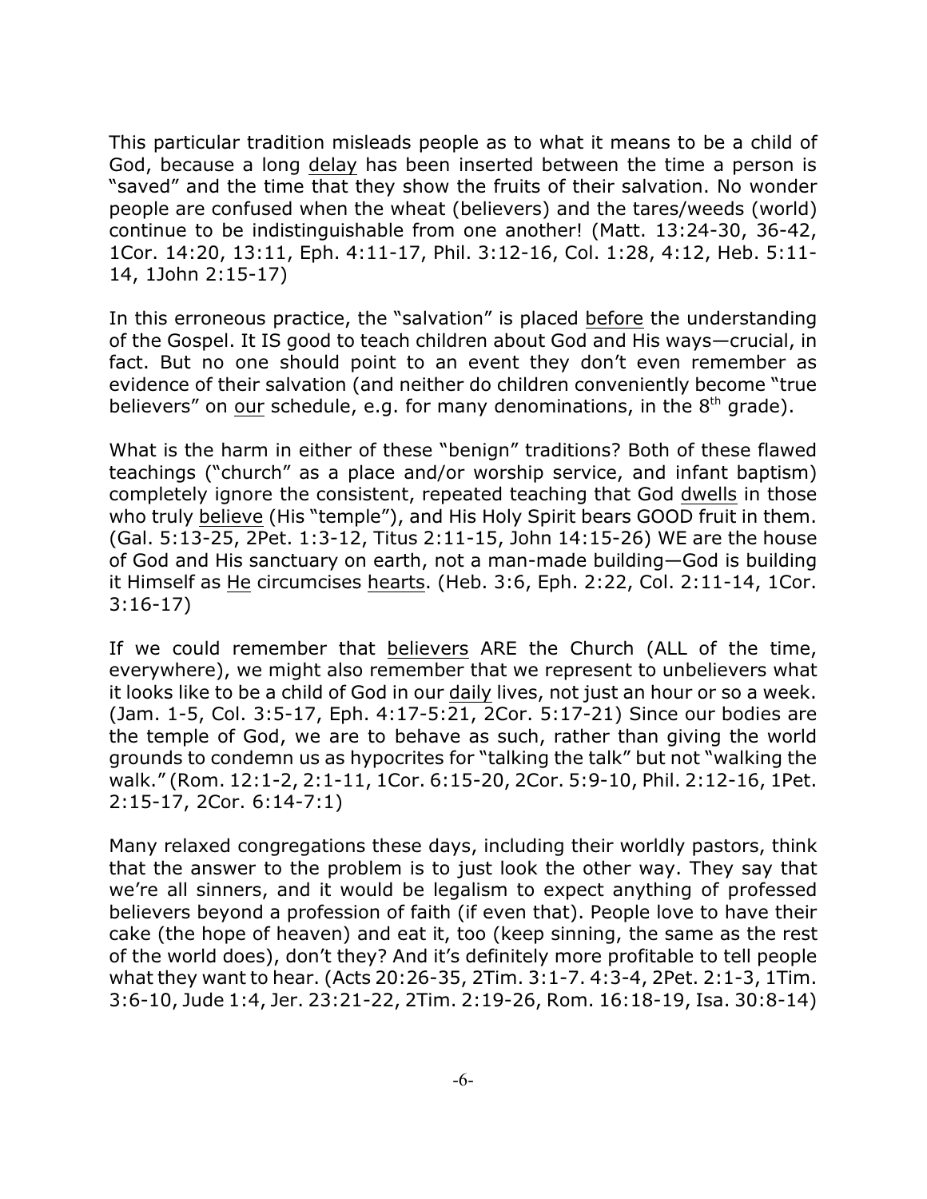This particular tradition misleads people as to what it means to be a child of God, because a long <u>delay</u> has been inserted between the time a person is "saved" and the time that they show the fruits of their salvation. No wonder people are confused when the wheat (believers) and the tares/weeds (world) continue to be indistinguishable from one another! (Matt. 13:24-30, 36-42, 1Cor. 14:20, 13:11, Eph. 4:11-17, Phil. 3:12-16, Col. 1:28, 4:12, Heb. 5:11-14, 1John 2:15-17)

In this erroneous practice, the "salvation" is placed <u>before</u> the understanding of the Gospel. It IS good to teach children about God and His ways—crucial, in fact. But no one should point to an event they don't even remember as evidence of their salvation (and neither do children conveniently become "true believers" on <u>our</u> schedule, e.g. for many denominations, in the 8th grade).

What is the harm in either of these "benign" traditions? Both of these flawed teachings ("church" as a place and/or worship service, and infant baptism) completely ignore the consistent, repeated teaching that God <u>dwells</u> in those who truly <u>believe</u> (His "temple"), and His Holy Spirit bears GOOD fruit in them. (Gal. 5:13-25, 2Pet. 1:3-12, Titus 2:11-15, John 14:15-26) WE are the house of God and His sanctuary on earth, not a man-made building—God is building it Himself as <u>He</u> circumcises <u>hearts</u>. (Heb. 3:6, Eph. 2:22, Col. 2:11-14, 1Cor. 3:16-17)

If we could remember that <u>believers</u> ARE the Church (ALL of the time, everywhere), we might also remember that we represent to unbelievers what it looks like to be a child of God in our <u>daily</u> lives, not just an hour or so a week. (Jam. 1-5, Col. 3:5-17, Eph. 4:17-5:21, 2Cor. 5:17-21) Since our bodies are the temple of God, we are to behave as such, rather than giving the world grounds to condemn us as hypocrites for "talking the talk" but not "walking the walk." (Rom. 12:1-2, 2:1-11, 1Cor. 6:15-20, 2Cor. 5:9-10, Phil. 2:12-16, 1Pet. 2:15-17, 2Cor. 6:14-7:1)

Many relaxed congregations these days, including their worldly pastors, think that the answer to the problem is to just look the other way. They say that we're all sinners, and it would be legalism to expect anything of professed believers beyond a profession of faith (if even that). People love to have their cake (the hope of heaven) and eat it, too (keep sinning, the same as the rest of the world does), don't they? And it's definitely more profitable to tell people what they want to hear. (Acts 20:26-35, 2Tim. 3:1-7. 4:3-4, 2Pet. 2:1-3, 1Tim. 3:6-10, Jude 1:4, Jer. 23:21-22, 2Tim. 2:19-26, Rom. 16:18-19, Isa. 30:8-14)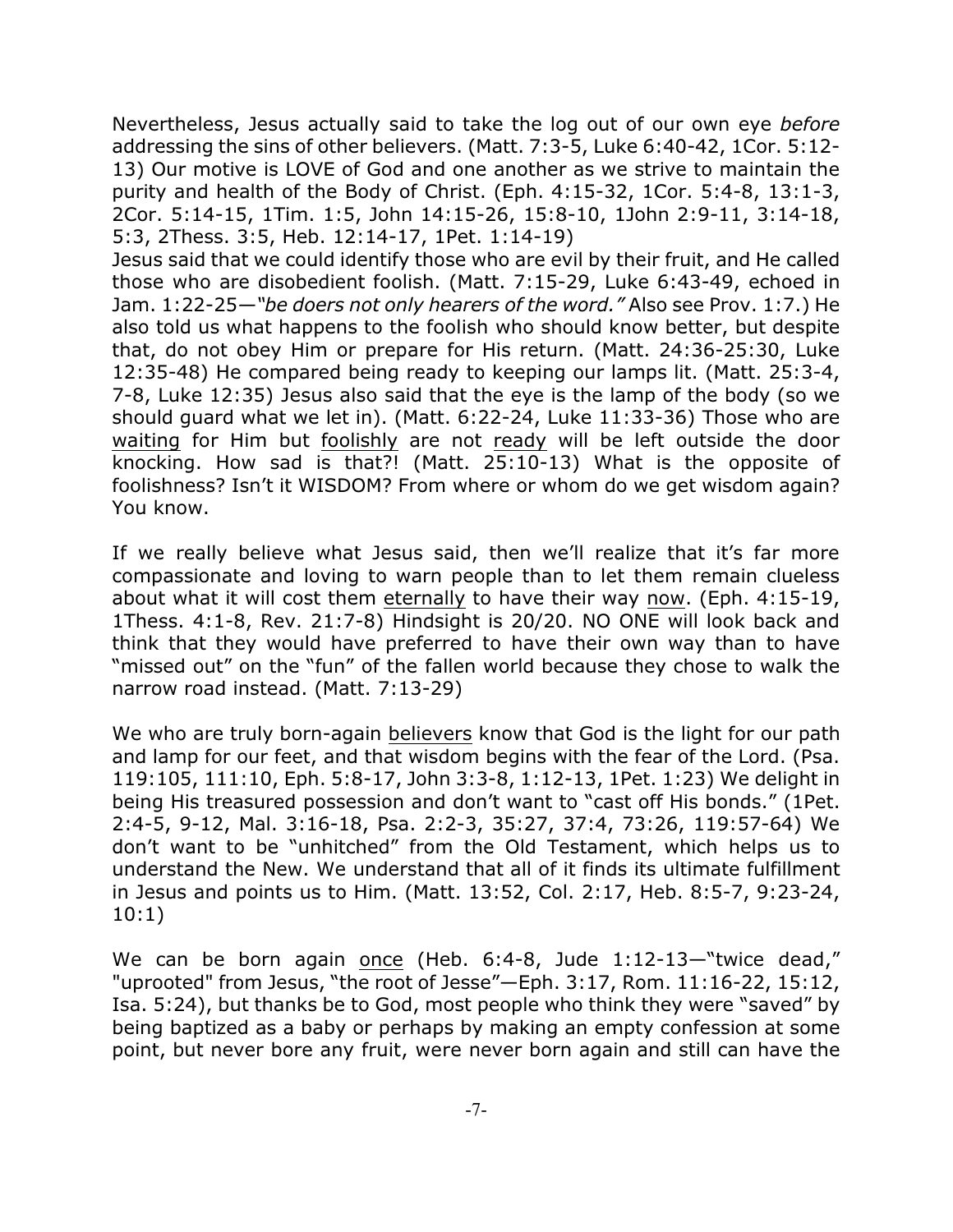Nevertheless, Jesus actually said to take the log out of our own eye *before* addressing the sins of other believers. (Matt. 7:3-5, Luke 6:40-42, 1Cor. 5:12-13) Our motive is LOVE of God and one another as we strive to maintain the purity and health of the Body of Christ. (Eph. 4:15-32, 1Cor. 5:4-8, 13:1-3, 2Cor. 5:14-15, 1Tim. 1:5, John 14:15-26, 15:8-10, 1John 2:9-11, 3:14-18, 5:3, 2Thess. 3:5, Heb. 12:14-17, 1Pet. 1:14-19)
Jesus said that we could identify those who are evil by their fruit, and He called those who are disobedient foolish. (Matt. 7:15-29, Luke 6:43-49, echoed in Jam. 1:22-25—*"be doers not only hearers of the word."* Also see Prov. 1:7.) He also told us what happens to the foolish who should know better, but despite that, do not obey Him or prepare for His return. (Matt. 24:36-25:30, Luke 12:35-48) He compared being ready to keeping our lamps lit. (Matt. 25:3-4, 7-8, Luke 12:35) Jesus also said that the eye is the lamp of the body (so we should guard what we let in). (Matt. 6:22-24, Luke 11:33-36) Those who are <u>waiting</u> for Him but <u>foolishly</u> are not <u>ready</u> will be left outside the door knocking. How sad is that?! (Matt. 25:10-13) What is the opposite of foolishness? Isn't it WISDOM? From where or whom do we get wisdom again? You know.

If we really believe what Jesus said, then we'll realize that it's far more compassionate and loving to warn people than to let them remain clueless about what it will cost them <u>eternally</u> to have their way <u>now</u>. (Eph. 4:15-19, 1Thess. 4:1-8, Rev. 21:7-8) Hindsight is 20/20. NO ONE will look back and think that they would have preferred to have their own way than to have "missed out" on the "fun" of the fallen world because they chose to walk the narrow road instead. (Matt. 7:13-29)

We who are truly born-again <u>believers</u> know that God is the light for our path and lamp for our feet, and that wisdom begins with the fear of the Lord. (Psa. 119:105, 111:10, Eph. 5:8-17, John 3:3-8, 1:12-13, 1Pet. 1:23) We delight in being His treasured possession and don't want to "cast off His bonds." (1Pet. 2:4-5, 9-12, Mal. 3:16-18, Psa. 2:2-3, 35:27, 37:4, 73:26, 119:57-64) We don't want to be "unhitched" from the Old Testament, which helps us to understand the New. We understand that all of it finds its ultimate fulfillment in Jesus and points us to Him. (Matt. 13:52, Col. 2:17, Heb. 8:5-7, 9:23-24, 10:1)

We can be born again <u>once</u> (Heb. 6:4-8, Jude 1:12-13—"twice dead," "uprooted" from Jesus, "the root of Jesse"—Eph. 3:17, Rom. 11:16-22, 15:12, Isa. 5:24), but thanks be to God, most people who think they were "saved" by being baptized as a baby or perhaps by making an empty confession at some point, but never bore any fruit, were never born again and still can have the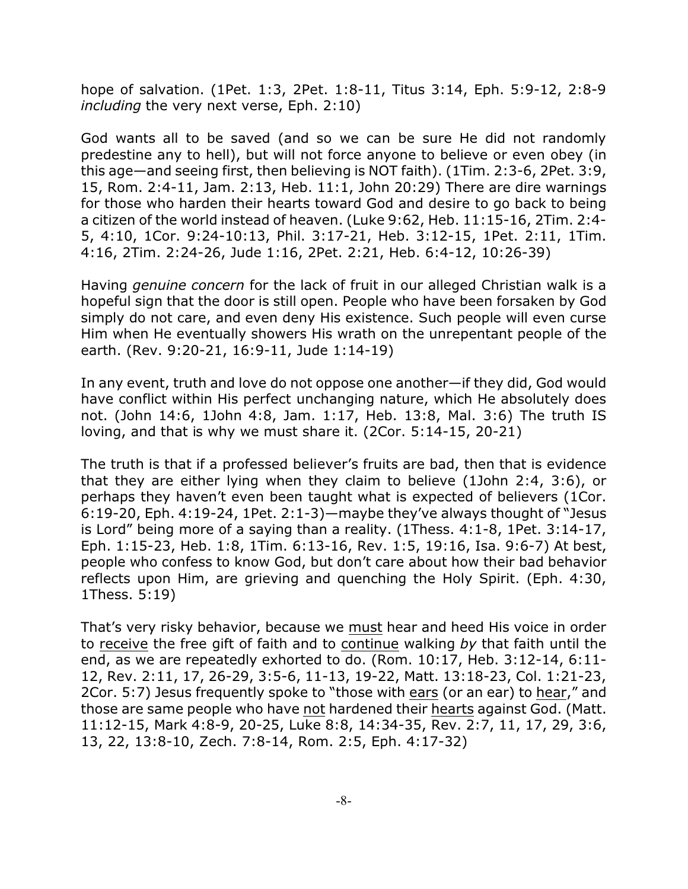hope of salvation. (1Pet. 1:3, 2Pet. 1:8-11, Titus 3:14, Eph. 5:9-12, 2:8-9 *including* the very next verse, Eph. 2:10)

God wants all to be saved (and so we can be sure He did not randomly predestine any to hell), but will not force anyone to believe or even obey (in this age—and seeing first, then believing is NOT faith). (1Tim. 2:3-6, 2Pet. 3:9, 15, Rom. 2:4-11, Jam. 2:13, Heb. 11:1, John 20:29) There are dire warnings for those who harden their hearts toward God and desire to go back to being a citizen of the world instead of heaven. (Luke 9:62, Heb. 11:15-16, 2Tim. 2:4-5, 4:10, 1Cor. 9:24-10:13, Phil. 3:17-21, Heb. 3:12-15, 1Pet. 2:11, 1Tim. 4:16, 2Tim. 2:24-26, Jude 1:16, 2Pet. 2:21, Heb. 6:4-12, 10:26-39)

Having *genuine concern* for the lack of fruit in our alleged Christian walk is a hopeful sign that the door is still open. People who have been forsaken by God simply do not care, and even deny His existence. Such people will even curse Him when He eventually showers His wrath on the unrepentant people of the earth. (Rev. 9:20-21, 16:9-11, Jude 1:14-19)

In any event, truth and love do not oppose one another—if they did, God would have conflict within His perfect unchanging nature, which He absolutely does not. (John 14:6, 1John 4:8, Jam. 1:17, Heb. 13:8, Mal. 3:6) The truth IS loving, and that is why we must share it. (2Cor. 5:14-15, 20-21)

The truth is that if a professed believer's fruits are bad, then that is evidence that they are either lying when they claim to believe (1John 2:4, 3:6), or perhaps they haven't even been taught what is expected of believers (1Cor. 6:19-20, Eph. 4:19-24, 1Pet. 2:1-3)—maybe they've always thought of "Jesus is Lord" being more of a saying than a reality. (1Thess. 4:1-8, 1Pet. 3:14-17, Eph. 1:15-23, Heb. 1:8, 1Tim. 6:13-16, Rev. 1:5, 19:16, Isa. 9:6-7) At best, people who confess to know God, but don't care about how their bad behavior reflects upon Him, are grieving and quenching the Holy Spirit. (Eph. 4:30, 1Thess. 5:19)

That's very risky behavior, because we <u>must</u> hear and heed His voice in order to <u>receive</u> the free gift of faith and to <u>continue</u> walking *by* that faith until the end, as we are repeatedly exhorted to do. (Rom. 10:17, Heb. 3:12-14, 6:11-12, Rev. 2:11, 17, 26-29, 3:5-6, 11-13, 19-22, Matt. 13:18-23, Col. 1:21-23, 2Cor. 5:7) Jesus frequently spoke to "those with <u>ears</u> (or an ear) to <u>hear</u>," and those are same people who have <u>not</u> hardened their <u>hearts</u> against God. (Matt. 11:12-15, Mark 4:8-9, 20-25, Luke 8:8, 14:34-35, Rev. 2:7, 11, 17, 29, 3:6, 13, 22, 13:8-10, Zech. 7:8-14, Rom. 2:5, Eph. 4:17-32)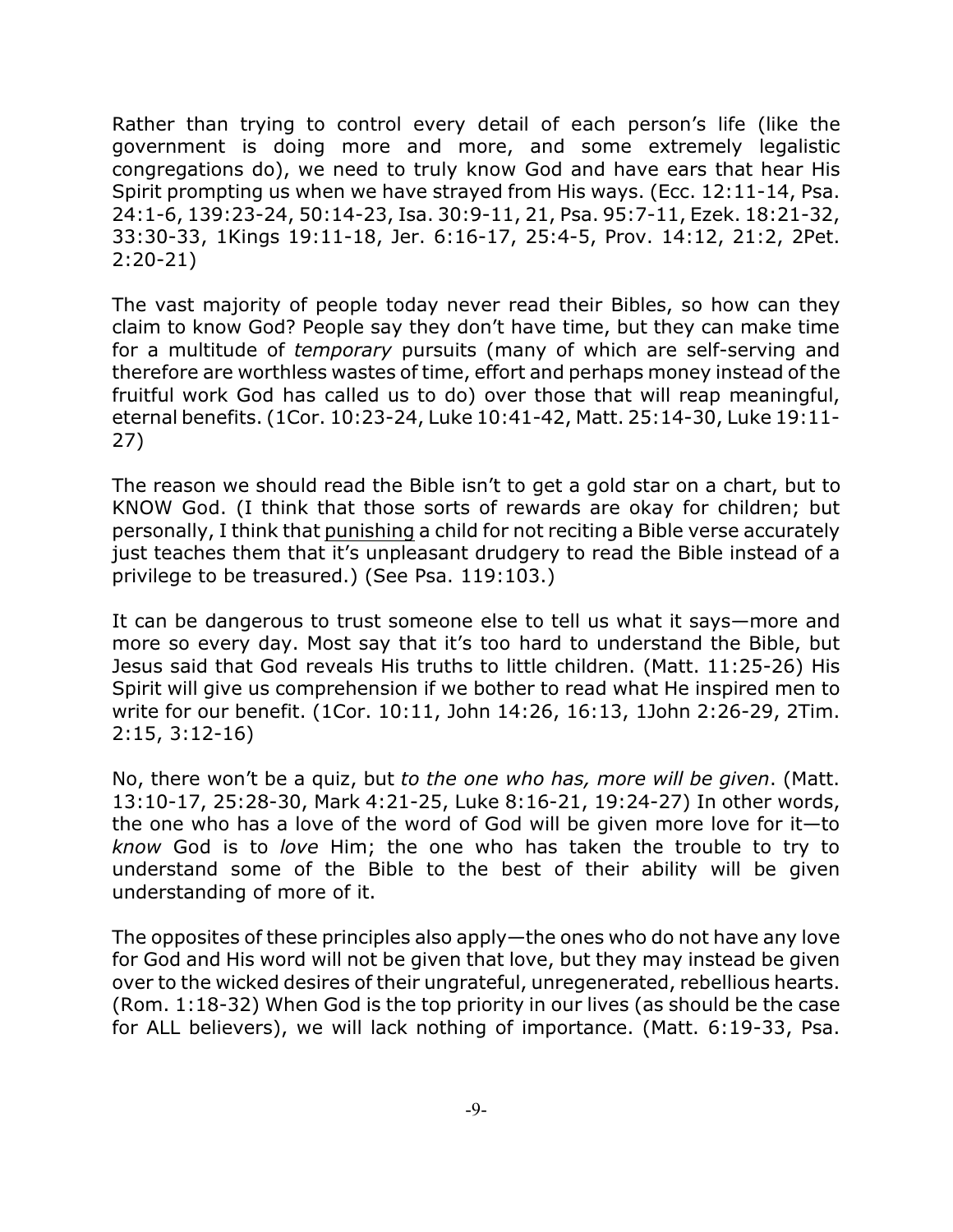Rather than trying to control every detail of each person's life (like the government is doing more and more, and some extremely legalistic congregations do), we need to truly know God and have ears that hear His Spirit prompting us when we have strayed from His ways. (Ecc. 12:11-14, Psa. 24:1-6, 139:23-24, 50:14-23, Isa. 30:9-11, 21, Psa. 95:7-11, Ezek. 18:21-32, 33:30-33, 1Kings 19:11-18, Jer. 6:16-17, 25:4-5, Prov. 14:12, 21:2, 2Pet. 2:20-21)

The vast majority of people today never read their Bibles, so how can they claim to know God? People say they don't have time, but they can make time for a multitude of *temporary* pursuits (many of which are self-serving and therefore are worthless wastes of time, effort and perhaps money instead of the fruitful work God has called us to do) over those that will reap meaningful, eternal benefits. (1Cor. 10:23-24, Luke 10:41-42, Matt. 25:14-30, Luke 19:11-27)

The reason we should read the Bible isn't to get a gold star on a chart, but to KNOW God. (I think that those sorts of rewards are okay for children; but personally, I think that <u>punishing</u> a child for not reciting a Bible verse accurately just teaches them that it's unpleasant drudgery to read the Bible instead of a privilege to be treasured.) (See Psa. 119:103.)

It can be dangerous to trust someone else to tell us what it says—more and more so every day. Most say that it's too hard to understand the Bible, but Jesus said that God reveals His truths to little children. (Matt. 11:25-26) His Spirit will give us comprehension if we bother to read what He inspired men to write for our benefit. (1Cor. 10:11, John 14:26, 16:13, 1John 2:26-29, 2Tim. 2:15, 3:12-16)

No, there won't be a quiz, but *to the one who has, more will be given*. (Matt. 13:10-17, 25:28-30, Mark 4:21-25, Luke 8:16-21, 19:24-27) In other words, the one who has a love of the word of God will be given more love for it—to *know* God is to *love* Him; the one who has taken the trouble to try to understand some of the Bible to the best of their ability will be given understanding of more of it.

The opposites of these principles also apply—the ones who do not have any love for God and His word will not be given that love, but they may instead be given over to the wicked desires of their ungrateful, unregenerated, rebellious hearts. (Rom. 1:18-32) When God is the top priority in our lives (as should be the case for ALL believers), we will lack nothing of importance. (Matt. 6:19-33, Psa.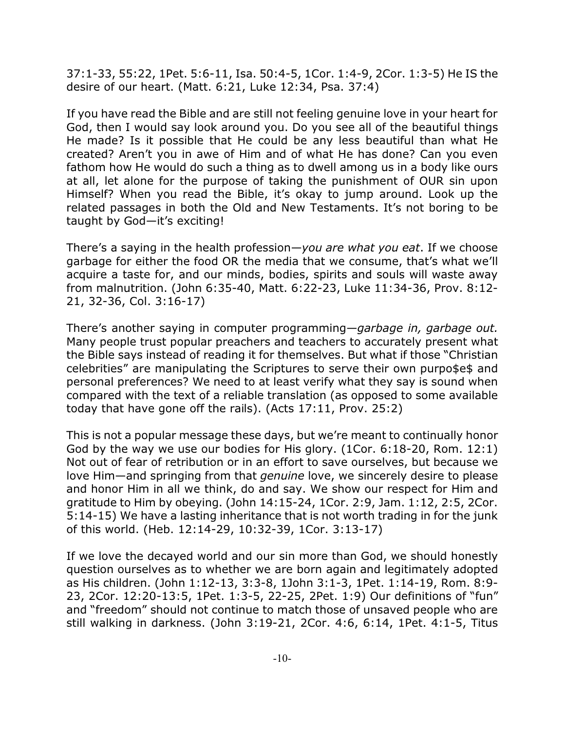37:1-33, 55:22, 1Pet. 5:6-11, Isa. 50:4-5, 1Cor. 1:4-9, 2Cor. 1:3-5) He IS the desire of our heart. (Matt. 6:21, Luke 12:34, Psa. 37:4)

If you have read the Bible and are still not feeling genuine love in your heart for God, then I would say look around you. Do you see all of the beautiful things He made? Is it possible that He could be any less beautiful than what He created? Aren't you in awe of Him and of what He has done? Can you even fathom how He would do such a thing as to dwell among us in a body like ours at all, let alone for the purpose of taking the punishment of OUR sin upon Himself? When you read the Bible, it's okay to jump around. Look up the related passages in both the Old and New Testaments. It's not boring to be taught by God—it's exciting!

There's a saying in the health profession—*you are what you eat*. If we choose garbage for either the food OR the media that we consume, that's what we'll acquire a taste for, and our minds, bodies, spirits and souls will waste away from malnutrition. (John 6:35-40, Matt. 6:22-23, Luke 11:34-36, Prov. 8:12-21, 32-36, Col. 3:16-17)

There's another saying in computer programming—*garbage in, garbage out.* Many people trust popular preachers and teachers to accurately present what the Bible says instead of reading it for themselves. But what if those "Christian celebrities" are manipulating the Scriptures to serve their own purpo$e$ and personal preferences? We need to at least verify what they say is sound when compared with the text of a reliable translation (as opposed to some available today that have gone off the rails). (Acts 17:11, Prov. 25:2)

This is not a popular message these days, but we're meant to continually honor God by the way we use our bodies for His glory. (1Cor. 6:18-20, Rom. 12:1) Not out of fear of retribution or in an effort to save ourselves, but because we love Him—and springing from that *genuine* love, we sincerely desire to please and honor Him in all we think, do and say. We show our respect for Him and gratitude to Him by obeying. (John 14:15-24, 1Cor. 2:9, Jam. 1:12, 2:5, 2Cor. 5:14-15) We have a lasting inheritance that is not worth trading in for the junk of this world. (Heb. 12:14-29, 10:32-39, 1Cor. 3:13-17)

If we love the decayed world and our sin more than God, we should honestly question ourselves as to whether we are born again and legitimately adopted as His children. (John 1:12-13, 3:3-8, 1John 3:1-3, 1Pet. 1:14-19, Rom. 8:9-23, 2Cor. 12:20-13:5, 1Pet. 1:3-5, 22-25, 2Pet. 1:9) Our definitions of "fun" and "freedom" should not continue to match those of unsaved people who are still walking in darkness. (John 3:19-21, 2Cor. 4:6, 6:14, 1Pet. 4:1-5, Titus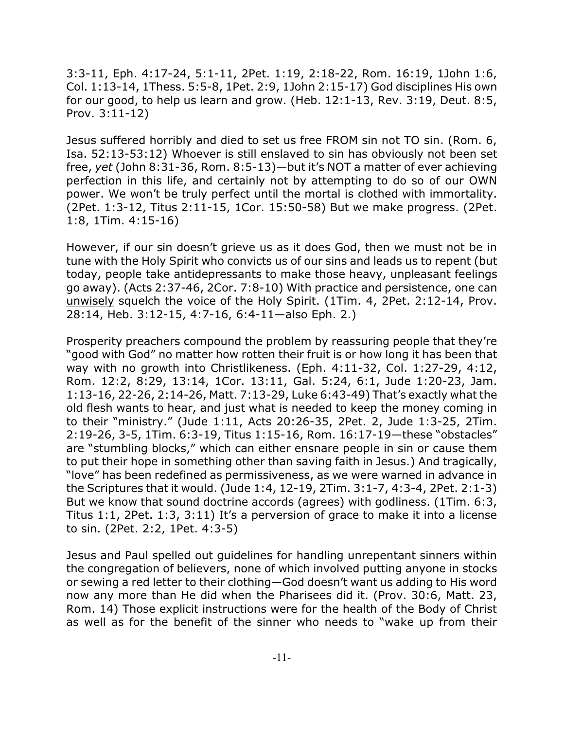3:3-11, Eph. 4:17-24, 5:1-11, 2Pet. 1:19, 2:18-22, Rom. 16:19, 1John 1:6, Col. 1:13-14, 1Thess. 5:5-8, 1Pet. 2:9, 1John 2:15-17) God disciplines His own for our good, to help us learn and grow. (Heb. 12:1-13, Rev. 3:19, Deut. 8:5, Prov. 3:11-12)

Jesus suffered horribly and died to set us free FROM sin not TO sin. (Rom. 6, Isa. 52:13-53:12) Whoever is still enslaved to sin has obviously not been set free, *yet* (John 8:31-36, Rom. 8:5-13)—but it's NOT a matter of ever achieving perfection in this life, and certainly not by attempting to do so of our OWN power. We won't be truly perfect until the mortal is clothed with immortality. (2Pet. 1:3-12, Titus 2:11-15, 1Cor. 15:50-58) But we make progress. (2Pet. 1:8, 1Tim. 4:15-16)

However, if our sin doesn't grieve us as it does God, then we must not be in tune with the Holy Spirit who convicts us of our sins and leads us to repent (but today, people take antidepressants to make those heavy, unpleasant feelings go away). (Acts 2:37-46, 2Cor. 7:8-10) With practice and persistence, one can <u>unwisely</u> squelch the voice of the Holy Spirit. (1Tim. 4, 2Pet. 2:12-14, Prov. 28:14, Heb. 3:12-15, 4:7-16, 6:4-11—also Eph. 2.)

Prosperity preachers compound the problem by reassuring people that they're "good with God" no matter how rotten their fruit is or how long it has been that way with no growth into Christlikeness. (Eph. 4:11-32, Col. 1:27-29, 4:12, Rom. 12:2, 8:29, 13:14, 1Cor. 13:11, Gal. 5:24, 6:1, Jude 1:20-23, Jam. 1:13-16, 22-26, 2:14-26, Matt. 7:13-29, Luke 6:43-49) That's exactly what the old flesh wants to hear, and just what is needed to keep the money coming in to their "ministry." (Jude 1:11, Acts 20:26-35, 2Pet. 2, Jude 1:3-25, 2Tim. 2:19-26, 3-5, 1Tim. 6:3-19, Titus 1:15-16, Rom. 16:17-19—these "obstacles" are "stumbling blocks," which can either ensnare people in sin or cause them to put their hope in something other than saving faith in Jesus.) And tragically, "love" has been redefined as permissiveness, as we were warned in advance in the Scriptures that it would. (Jude 1:4, 12-19, 2Tim. 3:1-7, 4:3-4, 2Pet. 2:1-3) But we know that sound doctrine accords (agrees) with godliness. (1Tim. 6:3, Titus 1:1, 2Pet. 1:3, 3:11) It's a perversion of grace to make it into a license to sin. (2Pet. 2:2, 1Pet. 4:3-5)

Jesus and Paul spelled out guidelines for handling unrepentant sinners within the congregation of believers, none of which involved putting anyone in stocks or sewing a red letter to their clothing—God doesn't want us adding to His word now any more than He did when the Pharisees did it. (Prov. 30:6, Matt. 23, Rom. 14) Those explicit instructions were for the health of the Body of Christ as well as for the benefit of the sinner who needs to "wake up from their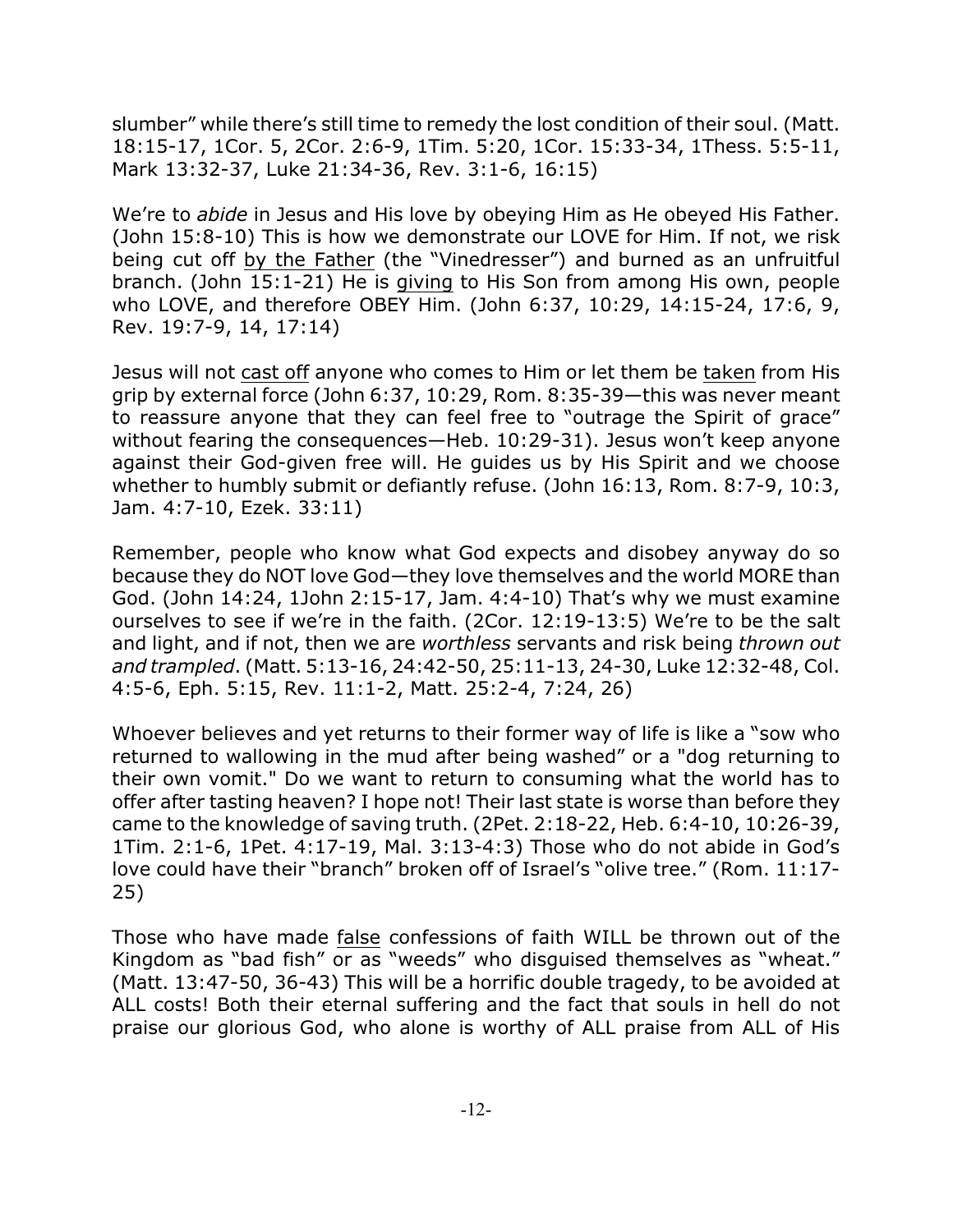slumber" while there's still time to remedy the lost condition of their soul. (Matt. 18:15-17, 1Cor. 5, 2Cor. 2:6-9, 1Tim. 5:20, 1Cor. 15:33-34, 1Thess. 5:5-11, Mark 13:32-37, Luke 21:34-36, Rev. 3:1-6, 16:15)

We're to *abide* in Jesus and His love by obeying Him as He obeyed His Father. (John 15:8-10) This is how we demonstrate our LOVE for Him. If not, we risk being cut off <u>by the Father</u> (the "Vinedresser") and burned as an unfruitful branch. (John 15:1-21) He is <u>giving</u> to His Son from among His own, people who LOVE, and therefore OBEY Him. (John 6:37, 10:29, 14:15-24, 17:6, 9, Rev. 19:7-9, 14, 17:14)

Jesus will not <u>cast off</u> anyone who comes to Him or let them be <u>taken</u> from His grip by external force (John 6:37, 10:29, Rom. 8:35-39—this was never meant to reassure anyone that they can feel free to "outrage the Spirit of grace" without fearing the consequences—Heb. 10:29-31). Jesus won't keep anyone against their God-given free will. He guides us by His Spirit and we choose whether to humbly submit or defiantly refuse. (John 16:13, Rom. 8:7-9, 10:3, Jam. 4:7-10, Ezek. 33:11)

Remember, people who know what God expects and disobey anyway do so because they do NOT love God—they love themselves and the world MORE than God. (John 14:24, 1John 2:15-17, Jam. 4:4-10) That's why we must examine ourselves to see if we're in the faith. (2Cor. 12:19-13:5) We're to be the salt and light, and if not, then we are *worthless* servants and risk being *thrown out and trampled*. (Matt. 5:13-16, 24:42-50, 25:11-13, 24-30, Luke 12:32-48, Col. 4:5-6, Eph. 5:15, Rev. 11:1-2, Matt. 25:2-4, 7:24, 26)

Whoever believes and yet returns to their former way of life is like a "sow who returned to wallowing in the mud after being washed" or a "dog returning to their own vomit." Do we want to return to consuming what the world has to offer after tasting heaven? I hope not! Their last state is worse than before they came to the knowledge of saving truth. (2Pet. 2:18-22, Heb. 6:4-10, 10:26-39, 1Tim. 2:1-6, 1Pet. 4:17-19, Mal. 3:13-4:3) Those who do not abide in God's love could have their "branch" broken off of Israel's "olive tree." (Rom. 11:17-25)

Those who have made <u>false</u> confessions of faith WILL be thrown out of the Kingdom as "bad fish" or as "weeds" who disguised themselves as "wheat." (Matt. 13:47-50, 36-43) This will be a horrific double tragedy, to be avoided at ALL costs! Both their eternal suffering and the fact that souls in hell do not praise our glorious God, who alone is worthy of ALL praise from ALL of His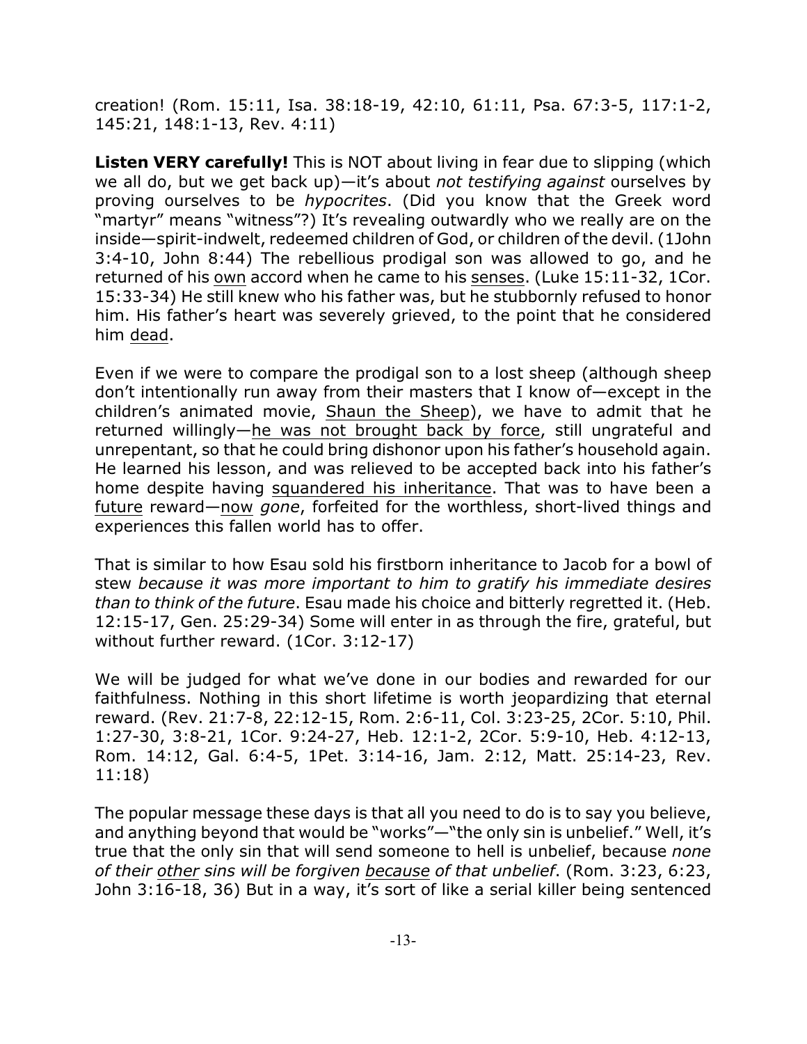creation! (Rom. 15:11, Isa. 38:18-19, 42:10, 61:11, Psa. 67:3-5, 117:1-2, 145:21, 148:1-13, Rev. 4:11)

**Listen VERY carefully!** This is NOT about living in fear due to slipping (which we all do, but we get back up)—it's about *not testifying against* ourselves by proving ourselves to be *hypocrites*. (Did you know that the Greek word "martyr" means "witness"?) It's revealing outwardly who we really are on the inside—spirit-indwelt, redeemed children of God, or children of the devil. (1John 3:4-10, John 8:44) The rebellious prodigal son was allowed to go, and he returned of his <u>own</u> accord when he came to his <u>senses</u>. (Luke 15:11-32, 1Cor. 15:33-34) He still knew who his father was, but he stubbornly refused to honor him. His father's heart was severely grieved, to the point that he considered him <u>dead</u>.

Even if we were to compare the prodigal son to a lost sheep (although sheep don't intentionally run away from their masters that I know of—except in the children's animated movie, <u>Shaun the Sheep</u>), we have to admit that he returned willingly—<u>he was not brought back by force</u>, still ungrateful and unrepentant, so that he could bring dishonor upon his father's household again. He learned his lesson, and was relieved to be accepted back into his father's home despite having <u>squandered his inheritance</u>. That was to have been a <u>future</u> reward—<u>now</u> *gone*, forfeited for the worthless, short-lived things and experiences this fallen world has to offer.

That is similar to how Esau sold his firstborn inheritance to Jacob for a bowl of stew *because it was more important to him to gratify his immediate desires than to think of the future*. Esau made his choice and bitterly regretted it. (Heb. 12:15-17, Gen. 25:29-34) Some will enter in as through the fire, grateful, but without further reward. (1Cor. 3:12-17)

We will be judged for what we've done in our bodies and rewarded for our faithfulness. Nothing in this short lifetime is worth jeopardizing that eternal reward. (Rev. 21:7-8, 22:12-15, Rom. 2:6-11, Col. 3:23-25, 2Cor. 5:10, Phil. 1:27-30, 3:8-21, 1Cor. 9:24-27, Heb. 12:1-2, 2Cor. 5:9-10, Heb. 4:12-13, Rom. 14:12, Gal. 6:4-5, 1Pet. 3:14-16, Jam. 2:12, Matt. 25:14-23, Rev. 11:18)

The popular message these days is that all you need to do is to say you believe, and anything beyond that would be "works"—"the only sin is unbelief." Well, it's true that the only sin that will send someone to hell is unbelief, because *none of their <u>other</u> sins will be forgiven <u>because</u> of that unbelief*. (Rom. 3:23, 6:23, John 3:16-18, 36) But in a way, it's sort of like a serial killer being sentenced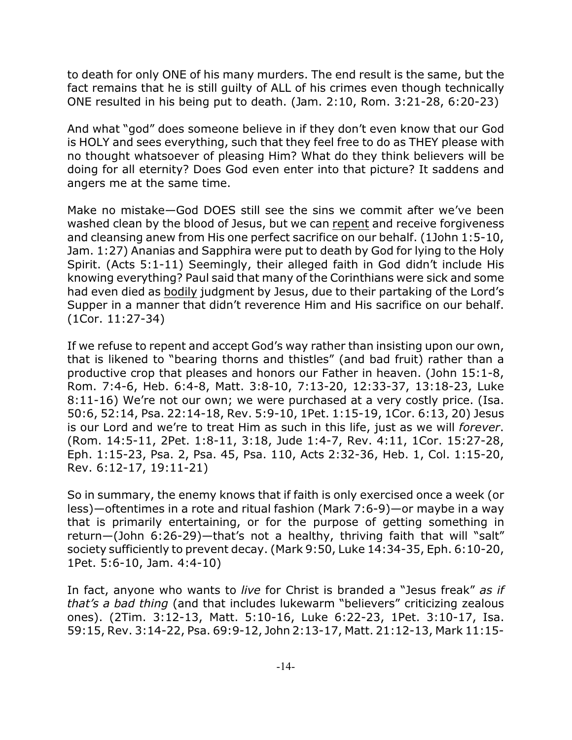to death for only ONE of his many murders. The end result is the same, but the fact remains that he is still guilty of ALL of his crimes even though technically ONE resulted in his being put to death. (Jam. 2:10, Rom. 3:21-28, 6:20-23)

And what "god" does someone believe in if they don't even know that our God is HOLY and sees everything, such that they feel free to do as THEY please with no thought whatsoever of pleasing Him? What do they think believers will be doing for all eternity? Does God even enter into that picture? It saddens and angers me at the same time.

Make no mistake—God DOES still see the sins we commit after we've been washed clean by the blood of Jesus, but we can <u>repent</u> and receive forgiveness and cleansing anew from His one perfect sacrifice on our behalf. (1John 1:5-10, Jam. 1:27) Ananias and Sapphira were put to death by God for lying to the Holy Spirit. (Acts 5:1-11) Seemingly, their alleged faith in God didn't include His knowing everything? Paul said that many of the Corinthians were sick and some had even died as <u>bodily</u> judgment by Jesus, due to their partaking of the Lord's Supper in a manner that didn't reverence Him and His sacrifice on our behalf. (1Cor. 11:27-34)

If we refuse to repent and accept God's way rather than insisting upon our own, that is likened to "bearing thorns and thistles" (and bad fruit) rather than a productive crop that pleases and honors our Father in heaven. (John 15:1-8, Rom. 7:4-6, Heb. 6:4-8, Matt. 3:8-10, 7:13-20, 12:33-37, 13:18-23, Luke 8:11-16) We're not our own; we were purchased at a very costly price. (Isa. 50:6, 52:14, Psa. 22:14-18, Rev. 5:9-10, 1Pet. 1:15-19, 1Cor. 6:13, 20) Jesus is our Lord and we're to treat Him as such in this life, just as we will *forever*. (Rom. 14:5-11, 2Pet. 1:8-11, 3:18, Jude 1:4-7, Rev. 4:11, 1Cor. 15:27-28, Eph. 1:15-23, Psa. 2, Psa. 45, Psa. 110, Acts 2:32-36, Heb. 1, Col. 1:15-20, Rev. 6:12-17, 19:11-21)

So in summary, the enemy knows that if faith is only exercised once a week (or less)—oftentimes in a rote and ritual fashion (Mark 7:6-9)—or maybe in a way that is primarily entertaining, or for the purpose of getting something in return—(John 6:26-29)—that's not a healthy, thriving faith that will "salt" society sufficiently to prevent decay. (Mark 9:50, Luke 14:34-35, Eph. 6:10-20, 1Pet. 5:6-10, Jam. 4:4-10)

In fact, anyone who wants to *live* for Christ is branded a "Jesus freak" *as if that's a bad thing* (and that includes lukewarm "believers" criticizing zealous ones). (2Tim. 3:12-13, Matt. 5:10-16, Luke 6:22-23, 1Pet. 3:10-17, Isa. 59:15, Rev. 3:14-22, Psa. 69:9-12, John 2:13-17, Matt. 21:12-13, Mark 11:15-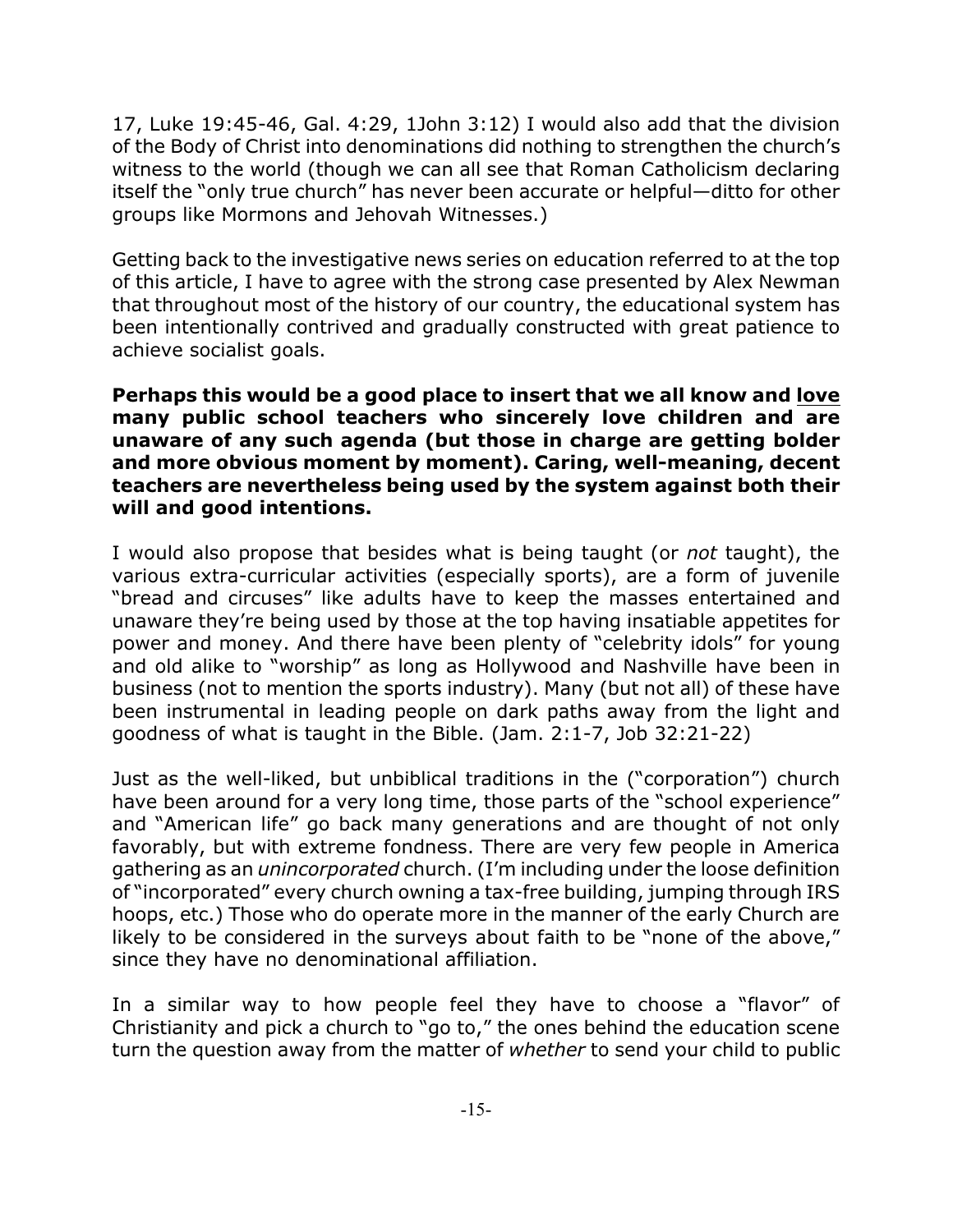17, Luke 19:45-46, Gal. 4:29, 1John 3:12) I would also add that the division of the Body of Christ into denominations did nothing to strengthen the church's witness to the world (though we can all see that Roman Catholicism declaring itself the "only true church" has never been accurate or helpful—ditto for other groups like Mormons and Jehovah Witnesses.)

Getting back to the investigative news series on education referred to at the top of this article, I have to agree with the strong case presented by Alex Newman that throughout most of the history of our country, the educational system has been intentionally contrived and gradually constructed with great patience to achieve socialist goals.

**Perhaps this would be a good place to insert that we all know and <u>love</u> many public school teachers who sincerely love children and are unaware of any such agenda (but those in charge are getting bolder and more obvious moment by moment). Caring, well-meaning, decent teachers are nevertheless being used by the system against both their will and good intentions.**

I would also propose that besides what is being taught (or *not* taught), the various extra-curricular activities (especially sports), are a form of juvenile "bread and circuses" like adults have to keep the masses entertained and unaware they're being used by those at the top having insatiable appetites for power and money. And there have been plenty of "celebrity idols" for young and old alike to "worship" as long as Hollywood and Nashville have been in business (not to mention the sports industry). Many (but not all) of these have been instrumental in leading people on dark paths away from the light and goodness of what is taught in the Bible. (Jam. 2:1-7, Job 32:21-22)

Just as the well-liked, but unbiblical traditions in the ("corporation") church have been around for a very long time, those parts of the "school experience" and "American life" go back many generations and are thought of not only favorably, but with extreme fondness. There are very few people in America gathering as an *unincorporated* church. (I'm including under the loose definition of "incorporated" every church owning a tax-free building, jumping through IRS hoops, etc.) Those who do operate more in the manner of the early Church are likely to be considered in the surveys about faith to be "none of the above," since they have no denominational affiliation.

In a similar way to how people feel they have to choose a "flavor" of Christianity and pick a church to "go to," the ones behind the education scene turn the question away from the matter of *whether* to send your child to public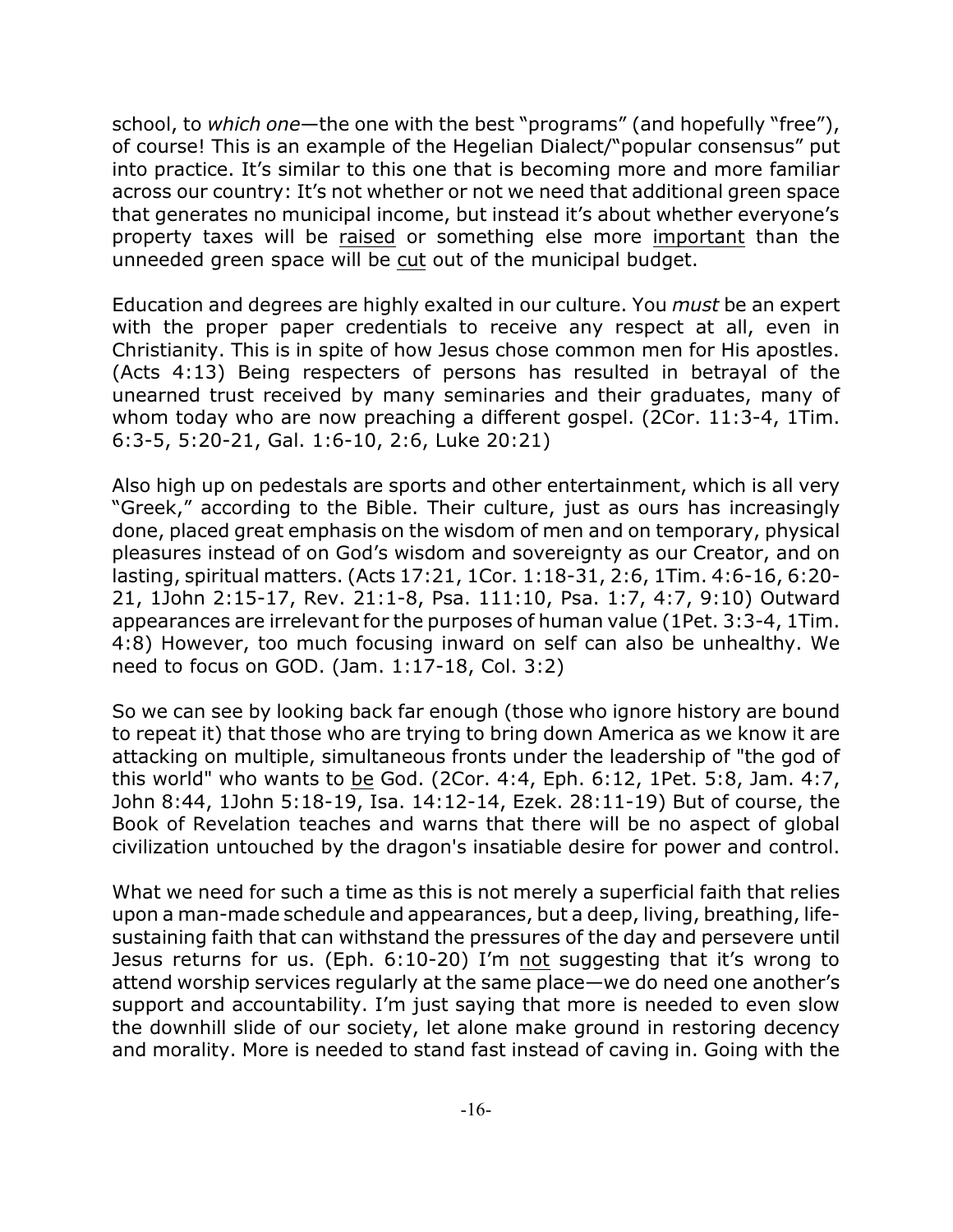school, to *which one*—the one with the best "programs" (and hopefully "free"), of course! This is an example of the Hegelian Dialect/"popular consensus" put into practice. It's similar to this one that is becoming more and more familiar across our country: It's not whether or not we need that additional green space that generates no municipal income, but instead it's about whether everyone's property taxes will be <u>raised</u> or something else more <u>important</u> than the unneeded green space will be <u>cut</u> out of the municipal budget.

Education and degrees are highly exalted in our culture. You *must* be an expert with the proper paper credentials to receive any respect at all, even in Christianity. This is in spite of how Jesus chose common men for His apostles. (Acts 4:13) Being respecters of persons has resulted in betrayal of the unearned trust received by many seminaries and their graduates, many of whom today who are now preaching a different gospel. (2Cor. 11:3-4, 1Tim. 6:3-5, 5:20-21, Gal. 1:6-10, 2:6, Luke 20:21)

Also high up on pedestals are sports and other entertainment, which is all very "Greek," according to the Bible. Their culture, just as ours has increasingly done, placed great emphasis on the wisdom of men and on temporary, physical pleasures instead of on God's wisdom and sovereignty as our Creator, and on lasting, spiritual matters. (Acts 17:21, 1Cor. 1:18-31, 2:6, 1Tim. 4:6-16, 6:20-21, 1John 2:15-17, Rev. 21:1-8, Psa. 111:10, Psa. 1:7, 4:7, 9:10) Outward appearances are irrelevant for the purposes of human value (1Pet. 3:3-4, 1Tim. 4:8) However, too much focusing inward on self can also be unhealthy. We need to focus on GOD. (Jam. 1:17-18, Col. 3:2)

So we can see by looking back far enough (those who ignore history are bound to repeat it) that those who are trying to bring down America as we know it are attacking on multiple, simultaneous fronts under the leadership of "the god of this world" who wants to <u>be</u> God. (2Cor. 4:4, Eph. 6:12, 1Pet. 5:8, Jam. 4:7, John 8:44, 1John 5:18-19, Isa. 14:12-14, Ezek. 28:11-19) But of course, the Book of Revelation teaches and warns that there will be no aspect of global civilization untouched by the dragon's insatiable desire for power and control.

What we need for such a time as this is not merely a superficial faith that relies upon a man-made schedule and appearances, but a deep, living, breathing, life-sustaining faith that can withstand the pressures of the day and persevere until Jesus returns for us. (Eph. 6:10-20) I'm <u>not</u> suggesting that it's wrong to attend worship services regularly at the same place—we do need one another's support and accountability. I'm just saying that more is needed to even slow the downhill slide of our society, let alone make ground in restoring decency and morality. More is needed to stand fast instead of caving in. Going with the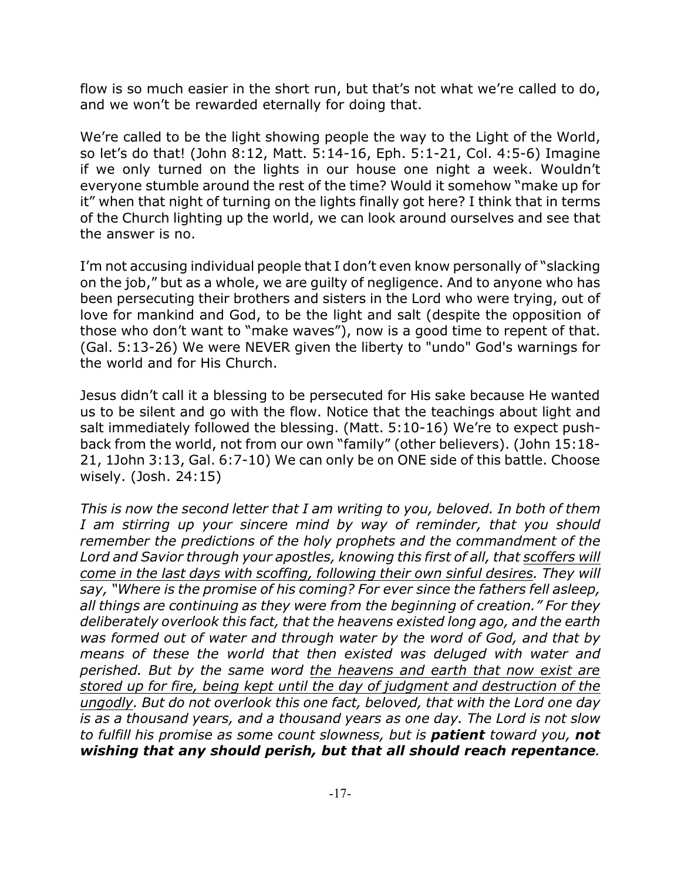flow is so much easier in the short run, but that's not what we're called to do, and we won't be rewarded eternally for doing that.

We're called to be the light showing people the way to the Light of the World, so let's do that! (John 8:12, Matt. 5:14-16, Eph. 5:1-21, Col. 4:5-6) Imagine if we only turned on the lights in our house one night a week. Wouldn't everyone stumble around the rest of the time? Would it somehow "make up for it" when that night of turning on the lights finally got here? I think that in terms of the Church lighting up the world, we can look around ourselves and see that the answer is no.

I'm not accusing individual people that I don't even know personally of "slacking on the job," but as a whole, we are guilty of negligence. And to anyone who has been persecuting their brothers and sisters in the Lord who were trying, out of love for mankind and God, to be the light and salt (despite the opposition of those who don't want to "make waves"), now is a good time to repent of that. (Gal. 5:13-26) We were NEVER given the liberty to "undo" God's warnings for the world and for His Church.

Jesus didn't call it a blessing to be persecuted for His sake because He wanted us to be silent and go with the flow. Notice that the teachings about light and salt immediately followed the blessing. (Matt. 5:10-16) We're to expect push-back from the world, not from our own "family" (other believers). (John 15:18-21, 1John 3:13, Gal. 6:7-10) We can only be on ONE side of this battle. Choose wisely. (Josh. 24:15)

*This is now the second letter that I am writing to you, beloved. In both of them I am stirring up your sincere mind by way of reminder, that you should remember the predictions of the holy prophets and the commandment of the Lord and Savior through your apostles, knowing this first of all, that <u>scoffers will come in the last days with scoffing, following their own sinful desires</u>. They will say, "Where is the promise of his coming? For ever since the fathers fell asleep, all things are continuing as they were from the beginning of creation." For they deliberately overlook this fact, that the heavens existed long ago, and the earth was formed out of water and through water by the word of God, and that by means of these the world that then existed was deluged with water and perished. But by the same word <u>the heavens and earth that now exist are stored up for fire, being kept until the day of judgment and destruction of the ungodly</u>. But do not overlook this one fact, beloved, that with the Lord one day is as a thousand years, and a thousand years as one day. The Lord is not slow to fulfill his promise as some count slowness, but is **patient** toward you, **not wishing that any should perish, but that all should reach repentance**.*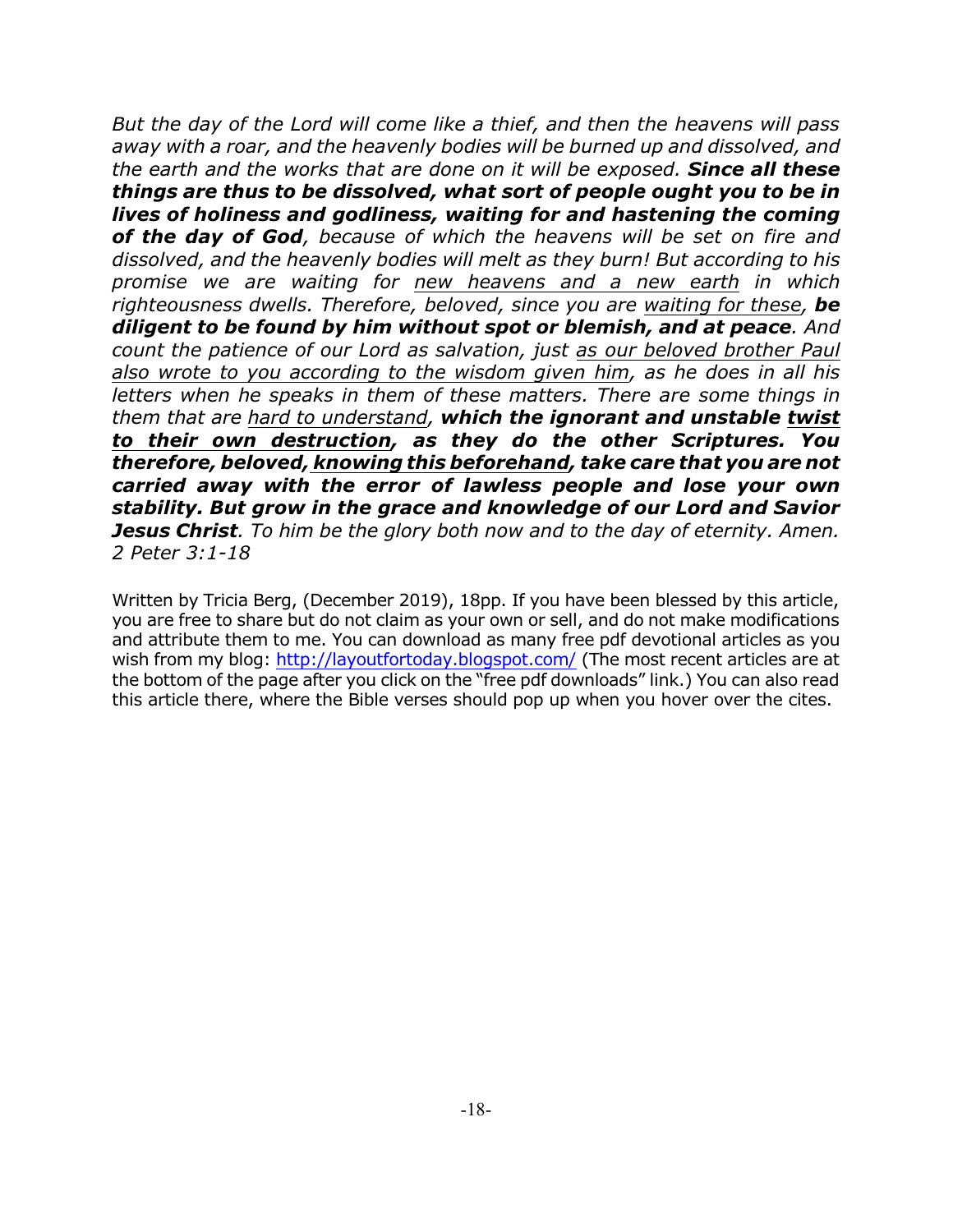*But the day of the Lord will come like a thief, and then the heavens will pass away with a roar, and the heavenly bodies will be burned up and dissolved, and the earth and the works that are done on it will be exposed.* ***Since all these things are thus to be dissolved, what sort of people ought you to be in lives of holiness and godliness, waiting for and hastening the coming of the day of God****, because of which the heavens will be set on fire and dissolved, and the heavenly bodies will melt as they burn! But according to his promise we are waiting for* <u>*new heavens and a new earth*</u> *in which righteousness dwells. Therefore, beloved, since you are* <u>*waiting for these*</u>*,* ***be diligent to be found by him without spot or blemish, and at peace****. And count the patience of our Lord as salvation, just* <u>*as our beloved brother Paul also wrote to you according to the wisdom given him*</u>*, as he does in all his letters when he speaks in them of these matters. There are some things in them that are* <u>*hard to understand*</u>*,* ***which the ignorant and unstable*** <u>***twist to their own destruction***</u>***, as they do the other Scriptures. You therefore, beloved,*** <u>***knowing this beforehand***</u>***, take care that you are not carried away with the error of lawless people and lose your own stability. But grow in the grace and knowledge of our Lord and Savior Jesus Christ****. To him be the glory both now and to the day of eternity. Amen. 2 Peter 3:1-18*

Written by Tricia Berg, (December 2019), 18pp. If you have been blessed by this article, you are free to share but do not claim as your own or sell, and do not make modifications and attribute them to me. You can download as many free pdf devotional articles as you wish from my blog: http://layoutfortoday.blogspot.com/ (The most recent articles are at the bottom of the page after you click on the "free pdf downloads" link.) You can also read this article there, where the Bible verses should pop up when you hover over the cites.